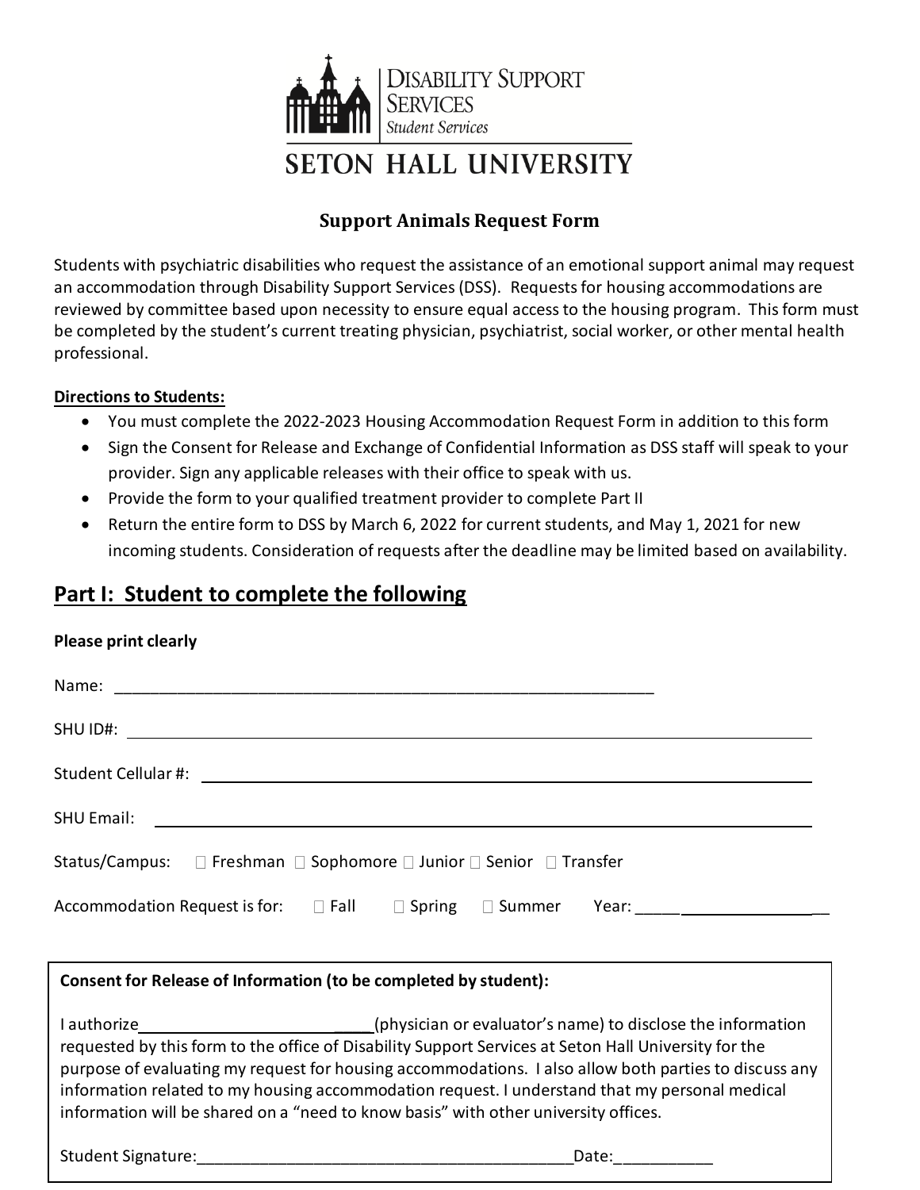DISABILITY SUPPORT SERVICES
*Student Services*

**SETON HALL UNIVERSITY**

## Support Animals Request Form

Students with psychiatric disabilities who request the assistance of an emotional support animal may request an accommodation through Disability Support Services (DSS). Requests for housing accommodations are reviewed by committee based upon necessity to ensure equal access to the housing program. This form must be completed by the student's current treating physician, psychiatrist, social worker, or other mental health professional.

**Directions to Students:**

- You must complete the 2022-2023 Housing Accommodation Request Form in addition to this form
- Sign the Consent for Release and Exchange of Confidential Information as DSS staff will speak to your provider. Sign any applicable releases with their office to speak with us.
- Provide the form to your qualified treatment provider to complete Part II
- Return the entire form to DSS by March 6, 2022 for current students, and May 1, 2021 for new incoming students. Consideration of requests after the deadline may be limited based on availability.

## Part I: Student to complete the following

**Please print clearly**

Name: ______________________________________________

SHU ID#: ______________________________________________

Student Cellular #: ______________________________________________

SHU Email: ______________________________________________

Status/Campus: ☐ Freshman ☐ Sophomore ☐ Junior ☐ Senior ☐ Transfer

Accommodation Request is for: ☐ Fall ☐ Spring ☐ Summer Year: ____________

**Consent for Release of Information (to be completed by student):**

I authorize______________________(physician or evaluator's name) to disclose the information requested by this form to the office of Disability Support Services at Seton Hall University for the purpose of evaluating my request for housing accommodations. I also allow both parties to discuss any information related to my housing accommodation request. I understand that my personal medical information will be shared on a "need to know basis" with other university offices.

Student Signature:______________________________________Date:___________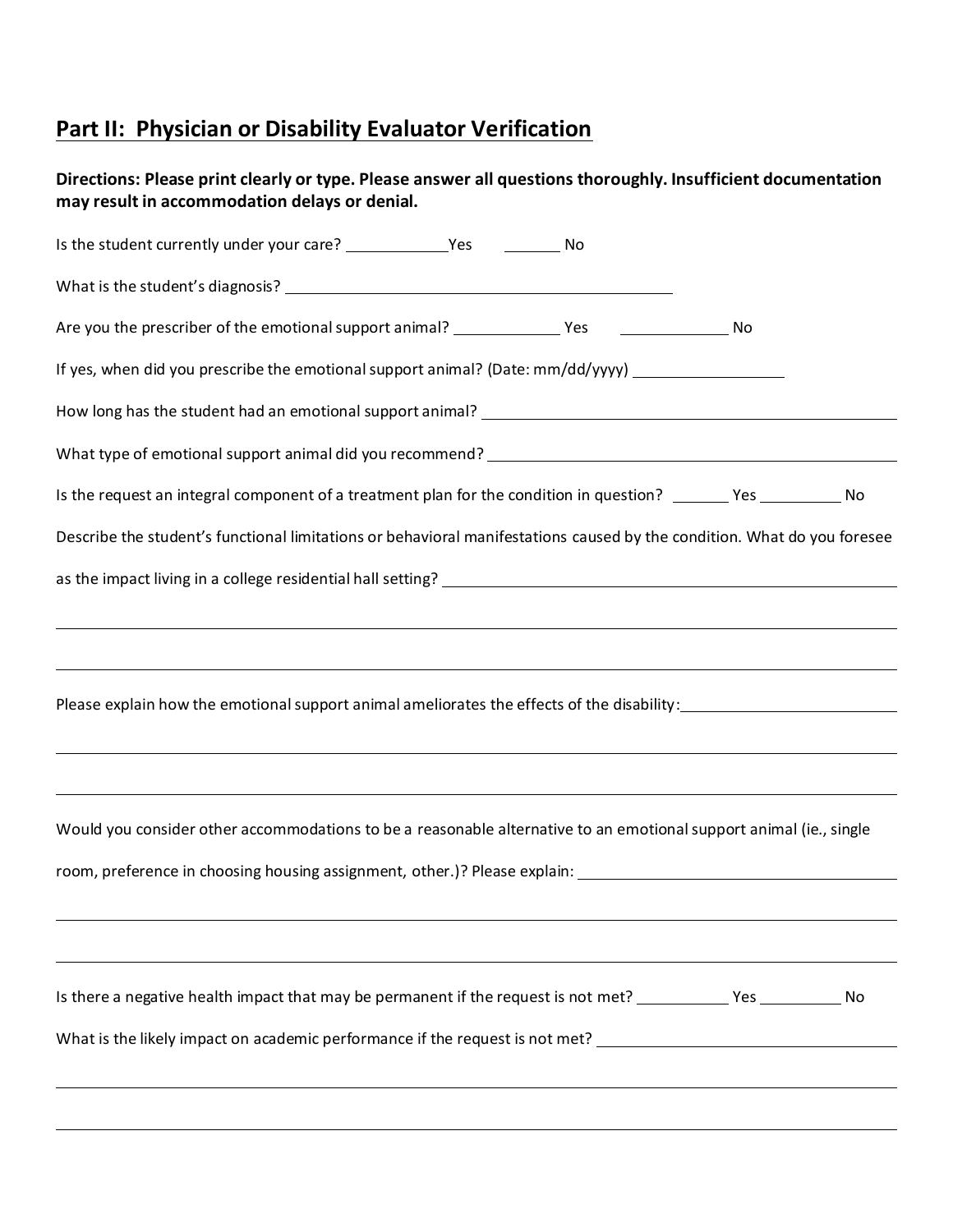## Part II: Physician or Disability Evaluator Verification

**Directions: Please print clearly or type. Please answer all questions thoroughly. Insufficient documentation may result in accommodation delays or denial.**

Is the student currently under your care? ____________Yes _______ No

What is the student's diagnosis? ______________________________________________

Are you the prescriber of the emotional support animal? _____________ Yes _____________ No

If yes, when did you prescribe the emotional support animal? (Date: mm/dd/yyyy) __________________

How long has the student had an emotional support animal? ______________________________________________

What type of emotional support animal did you recommend? ______________________________________________

Is the request an integral component of a treatment plan for the condition in question? _______ Yes __________ No

Describe the student's functional limitations or behavioral manifestations caused by the condition. What do you foresee as the impact living in a college residential hall setting? ______________________________________________

______________________________________________________________________________________________

______________________________________________________________________________________________

Please explain how the emotional support animal ameliorates the effects of the disability: ______________________

______________________________________________________________________________________________

______________________________________________________________________________________________

Would you consider other accommodations to be a reasonable alternative to an emotional support animal (ie., single room, preference in choosing housing assignment, other.)? Please explain: ______________________________

______________________________________________________________________________________________

______________________________________________________________________________________________

Is there a negative health impact that may be permanent if the request is not met? ___________ Yes __________ No

What is the likely impact on academic performance if the request is not met? ______________________________

______________________________________________________________________________________________

______________________________________________________________________________________________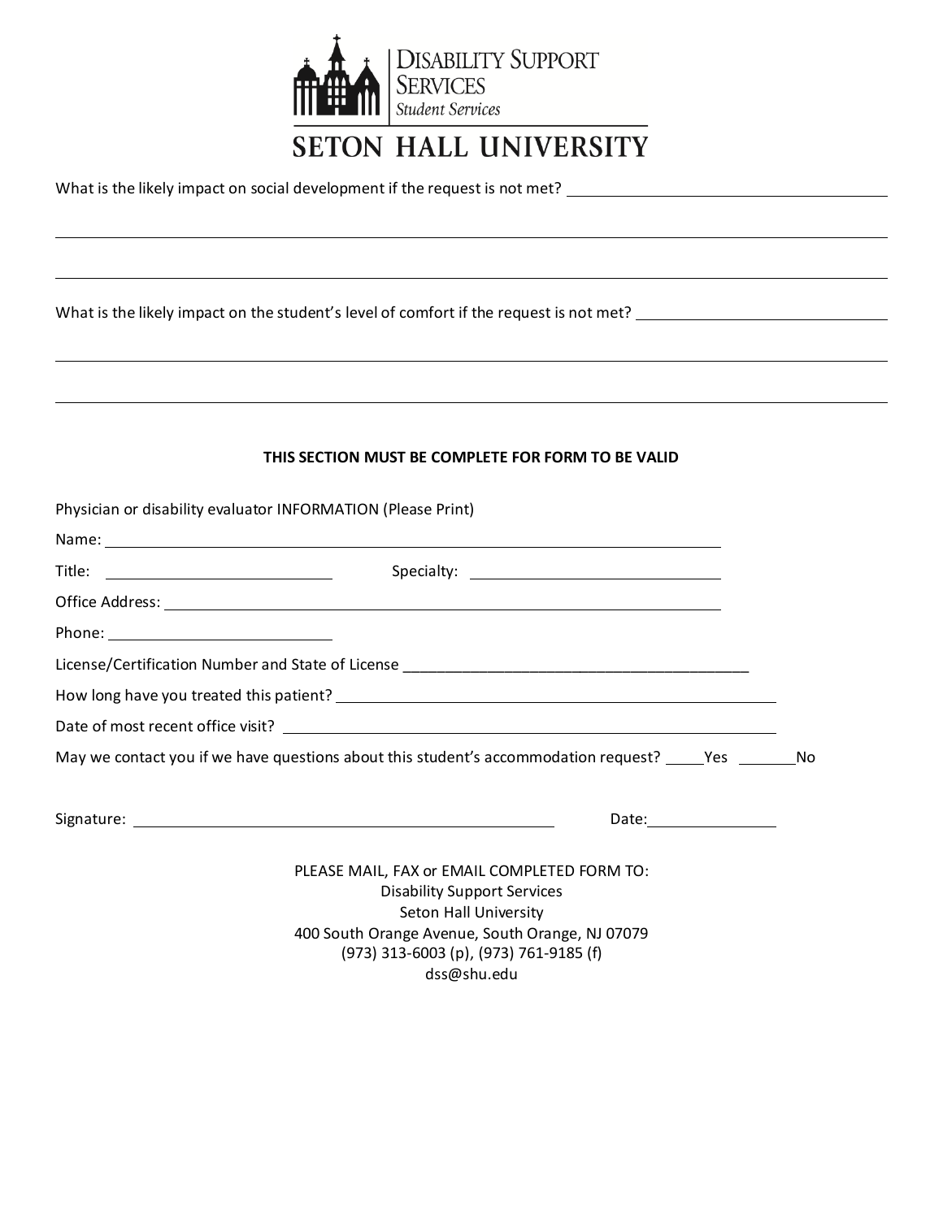Disability Support Services
Student Services

SETON HALL UNIVERSITY

What is the likely impact on social development if the request is not met? ______________________________

_______________________________________________________________________________

_______________________________________________________________________________

What is the likely impact on the student's level of comfort if the request is not met? ______________________

_______________________________________________________________________________

_______________________________________________________________________________

**THIS SECTION MUST BE COMPLETE FOR FORM TO BE VALID**

Physician or disability evaluator INFORMATION (Please Print)

Name: ______________________________________________________________

Title: ____________________ Specialty: ____________________

Office Address: ______________________________________________________

Phone: ____________________

License/Certification Number and State of License ________________________________________

How long have you treated this patient? ____________________________________________

Date of most recent office visit? _________________________________________________

May we contact you if we have questions about this student's accommodation request? _____Yes _______No

Signature: ________________________________________ Date:______________

PLEASE MAIL, FAX or EMAIL COMPLETED FORM TO:
Disability Support Services
Seton Hall University
400 South Orange Avenue, South Orange, NJ 07079
(973) 313-6003 (p), (973) 761-9185 (f)
dss@shu.edu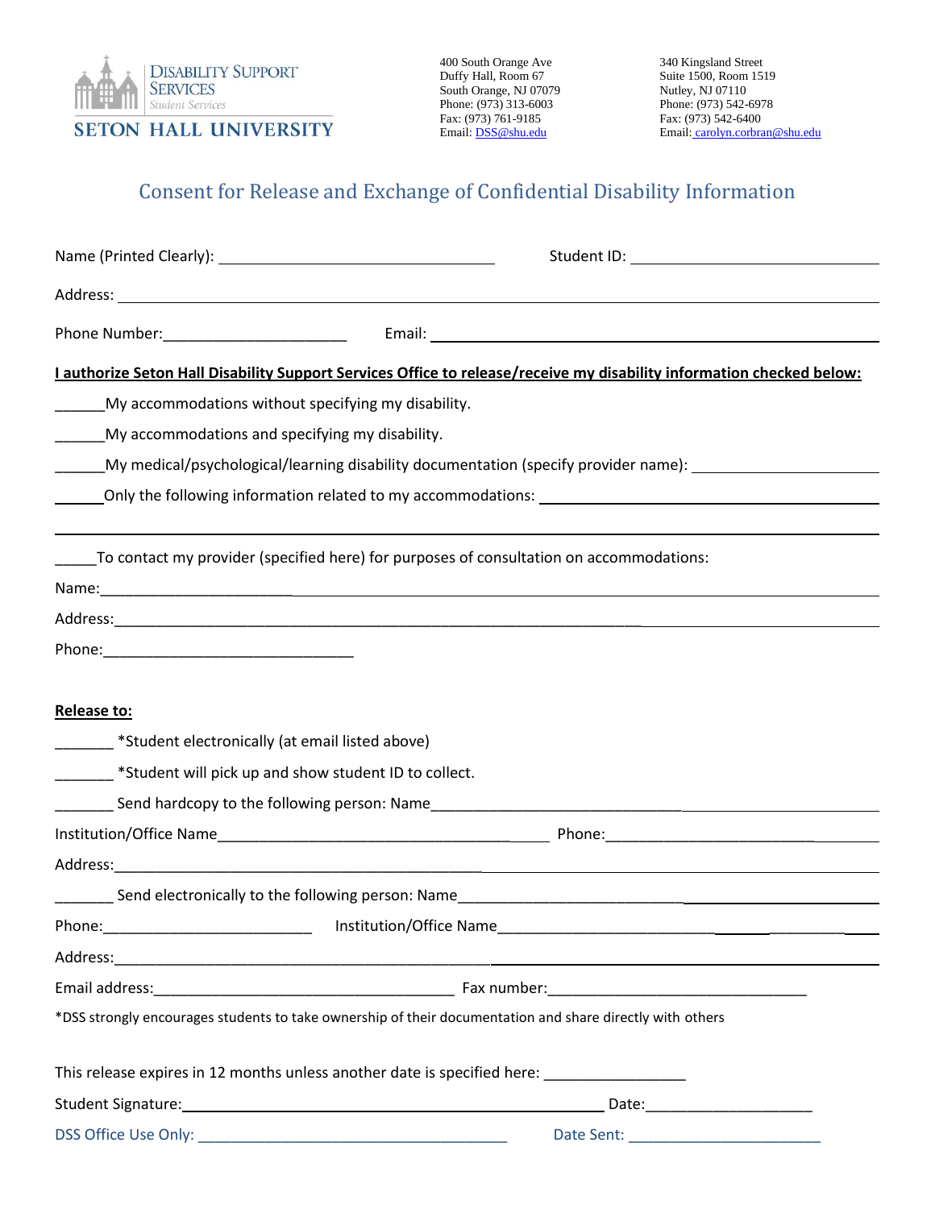Disability Support Services
Student Services
SETON HALL UNIVERSITY

400 South Orange Ave
Duffy Hall, Room 67
South Orange, NJ 07079
Phone: (973) 313-6003
Fax: (973) 761-9185
Email: DSS@shu.edu

340 Kingsland Street
Suite 1500, Room 1519
Nutley, NJ 07110
Phone: (973) 542-6978
Fax: (973) 542-6400
Email: carolyn.corbran@shu.edu

## Consent for Release and Exchange of Confidential Disability Information

Name (Printed Clearly): ______________________________ Student ID: ______________________________

Address: ____________________________________________________________________________

Phone Number: ______________________ Email: ______________________________________________

**I authorize Seton Hall Disability Support Services Office to release/receive my disability information checked below:**

______My accommodations without specifying my disability.

______My accommodations and specifying my disability.

______My medical/psychological/learning disability documentation (specify provider name): ______________________

______Only the following information related to my accommodations: ______________________________________

____________________________________________________________________________________________

_____To contact my provider (specified here) for purposes of consultation on accommodations:

Name: ______________________________________________________________________________

Address: ____________________________________________________________________________

Phone: ______________________________

**Release to:**

_______ *Student electronically (at email listed above)

_______ *Student will pick up and show student ID to collect.

_______ Send hardcopy to the following person: Name ____________________________________________

Institution/Office Name ____________________________________ Phone: ___________________________

Address: ____________________________________________________________________________

_______ Send electronically to the following person: Name _______________________________________

Phone: _________________________ Institution/Office Name _____________________________________

Address: ____________________________________________________________________________

Email address: ____________________________________ Fax number: _______________________________

*DSS strongly encourages students to take ownership of their documentation and share directly with others

This release expires in 12 months unless another date is specified here: _________________

Student Signature: ______________________________________________ Date: ____________________

DSS Office Use Only: ______________________________________ Date Sent: _______________________